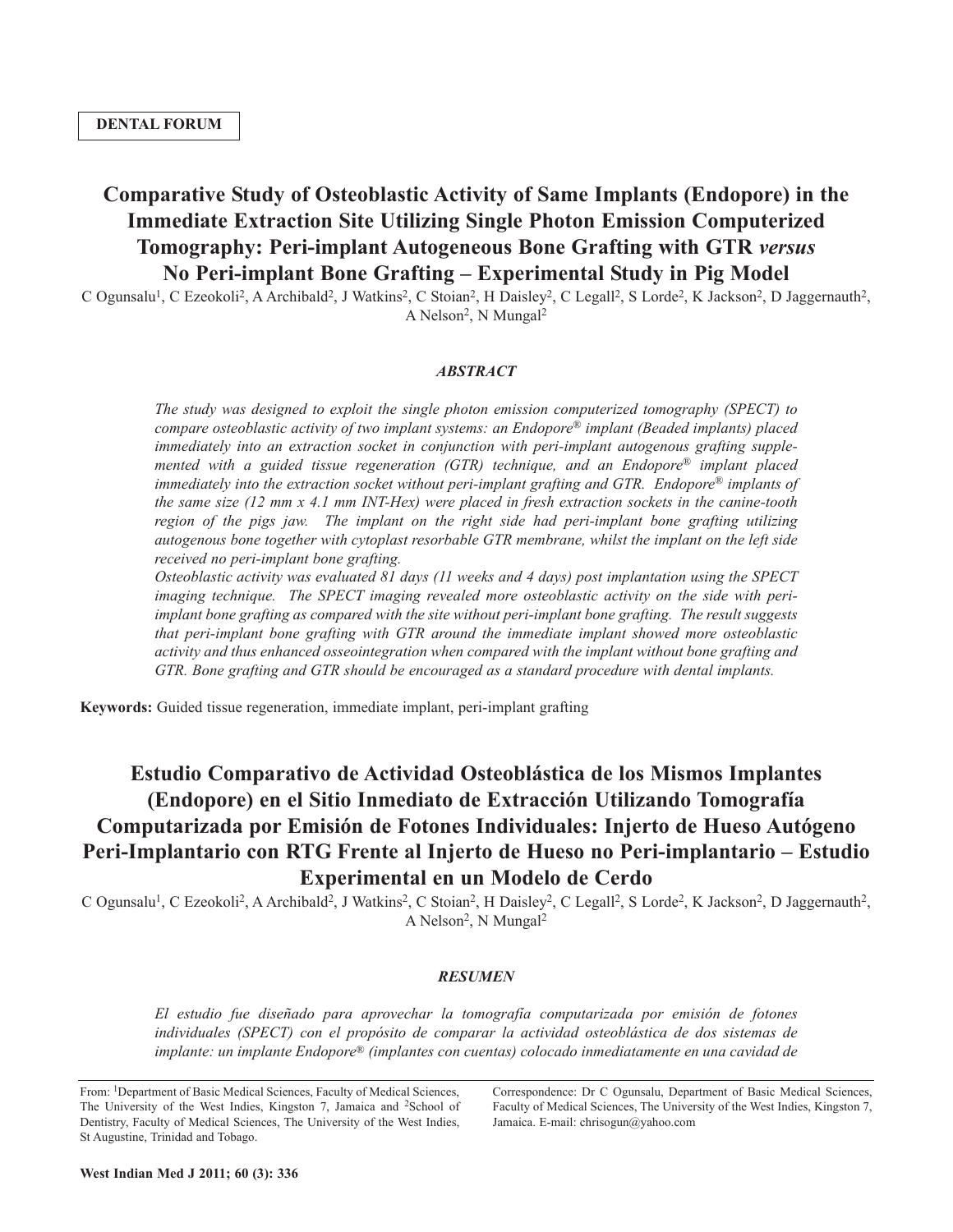DENTAL FORUM

# Comparative Study of Osteoblastic Activity of Same Implants (Endopore) in the Immediate Extraction Site Utilizing Single Photon Emission Computerized Tomography: Peri-implant Autogeneous Bone Grafting with GTR *versus* No Peri-implant Bone Grafting – Experimental Study in Pig Model

C Ogunsalu[1], C Ezeokoli[2], A Archibald[2], J Watkins[2], C Stoian[2], H Daisley[2], C Legall[2], S Lorde[2], K Jackson[2], D Jaggernauth[2], A Nelson[2], N Mungal[2]

### *ABSTRACT*

*The study was designed to exploit the single photon emission computerized tomography (SPECT) to compare osteoblastic activity of two implant systems: an Endopore® implant (Beaded implants) placed immediately into an extraction socket in conjunction with peri-implant autogenous grafting supplemented with a guided tissue regeneration (GTR) technique, and an Endopore® implant placed immediately into the extraction socket without peri-implant grafting and GTR. Endopore® implants of the same size (12 mm x 4.1 mm INT-Hex) were placed in fresh extraction sockets in the canine-tooth region of the pigs jaw. The implant on the right side had peri-implant bone grafting utilizing autogenous bone together with cytoplast resorbable GTR membrane, whilst the implant on the left side received no peri-implant bone grafting.*

*Osteoblastic activity was evaluated 81 days (11 weeks and 4 days) post implantation using the SPECT imaging technique. The SPECT imaging revealed more osteoblastic activity on the side with peri-implant bone grafting as compared with the site without peri-implant bone grafting. The result suggests that peri-implant bone grafting with GTR around the immediate implant showed more osteoblastic activity and thus enhanced osseointegration when compared with the implant without bone grafting and GTR. Bone grafting and GTR should be encouraged as a standard procedure with dental implants.*

**Keywords:** Guided tissue regeneration, immediate implant, peri-implant grafting

# Estudio Comparativo de Actividad Osteoblástica de los Mismos Implantes (Endopore) en el Sitio Inmediato de Extracción Utilizando Tomografía Computarizada por Emisión de Fotones Individuales: Injerto de Hueso Autógeno Peri-Implantario con RTG Frente al Injerto de Hueso no Peri-implantario – Estudio Experimental en un Modelo de Cerdo

C Ogunsalu[1], C Ezeokoli[2], A Archibald[2], J Watkins[2], C Stoian[2], H Daisley[2], C Legall[2], S Lorde[2], K Jackson[2], D Jaggernauth[2], A Nelson[2], N Mungal[2]

### *RESUMEN*

*El estudio fue diseñado para aprovechar la tomografía computarizada por emisión de fotones individuales (SPECT) con el propósito de comparar la actividad osteoblástica de dos sistemas de implante: un implante Endopore® (implantes con cuentas) colocado inmediatamente en una cavidad de*

From: [1]Department of Basic Medical Sciences, Faculty of Medical Sciences, The University of the West Indies, Kingston 7, Jamaica and [2]School of Dentistry, Faculty of Medical Sciences, The University of the West Indies, St Augustine, Trinidad and Tobago.

Correspondence: Dr C Ogunsalu, Department of Basic Medical Sciences, Faculty of Medical Sciences, The University of the West Indies, Kingston 7, Jamaica. E-mail: chrisogun@yahoo.com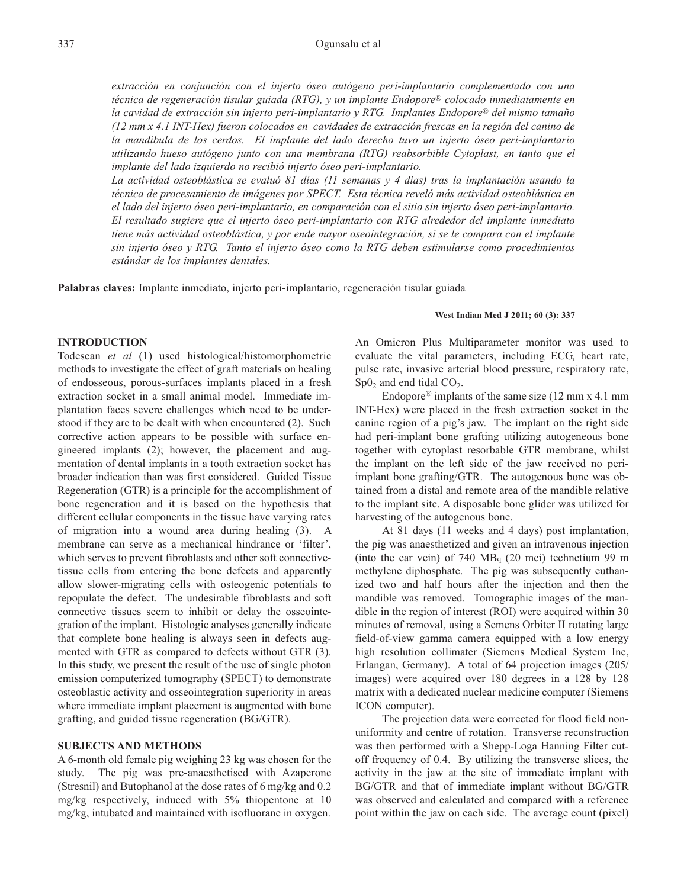*extracción en conjunción con el injerto óseo autógeno peri-implantario complementado con una técnica de regeneración tisular guiada (RTG), y un implante Endopore® colocado inmediatamente en la cavidad de extracción sin injerto peri-implantario y RTG. Implantes Endopore® del mismo tamaño (12 mm x 4.1 INT-Hex) fueron colocados en cavidades de extracción frescas en la región del canino de la mandíbula de los cerdos. El implante del lado derecho tuvo un injerto óseo peri-implantario utilizando hueso autógeno junto con una membrana (RTG) reabsorbible Cytoplast, en tanto que el implante del lado izquierdo no recibió injerto óseo peri-implantario.*

*La actividad osteoblástica se evaluó 81 días (11 semanas y 4 días) tras la implantación usando la técnica de procesamiento de imágenes por SPECT. Esta técnica reveló más actividad osteoblástica en el lado del injerto óseo peri-implantario, en comparación con el sitio sin injerto óseo peri-implantario. El resultado sugiere que el injerto óseo peri-implantario con RTG alrededor del implante inmediato tiene más actividad osteoblástica, y por ende mayor oseointegración, si se le compara con el implante sin injerto óseo y RTG. Tanto el injerto óseo como la RTG deben estimularse como procedimientos estándar de los implantes dentales.*

**Palabras claves:** Implante inmediato, injerto peri-implantario, regeneración tisular guiada

## INTRODUCTION

Todescan *et al* (1) used histological/histomorphometric methods to investigate the effect of graft materials on healing of endosseous, porous-surfaces implants placed in a fresh extraction socket in a small animal model. Immediate implantation faces severe challenges which need to be understood if they are to be dealt with when encountered (2). Such corrective action appears to be possible with surface engineered implants (2); however, the placement and augmentation of dental implants in a tooth extraction socket has broader indication than was first considered. Guided Tissue Regeneration (GTR) is a principle for the accomplishment of bone regeneration and it is based on the hypothesis that different cellular components in the tissue have varying rates of migration into a wound area during healing (3). A membrane can serve as a mechanical hindrance or 'filter', which serves to prevent fibroblasts and other soft connective-tissue cells from entering the bone defects and apparently allow slower-migrating cells with osteogenic potentials to repopulate the defect. The undesirable fibroblasts and soft connective tissues seem to inhibit or delay the osseointegration of the implant. Histologic analyses generally indicate that complete bone healing is always seen in defects augmented with GTR as compared to defects without GTR (3). In this study, we present the result of the use of single photon emission computerized tomography (SPECT) to demonstrate osteoblastic activity and osseointegration superiority in areas where immediate implant placement is augmented with bone grafting, and guided tissue regeneration (BG/GTR).

## SUBJECTS AND METHODS

A 6-month old female pig weighing 23 kg was chosen for the study. The pig was pre-anaesthetised with Azaperone (Stresnil) and Butophanol at the dose rates of 6 mg/kg and 0.2 mg/kg respectively, induced with 5% thiopentone at 10 mg/kg, intubated and maintained with isofluorane in oxygen. An Omicron Plus Multiparameter monitor was used to evaluate the vital parameters, including ECG, heart rate, pulse rate, invasive arterial blood pressure, respiratory rate, $SpO_2$ and end tidal $CO_2$.

Endopore® implants of the same size (12 mm x 4.1 mm INT-Hex) were placed in the fresh extraction socket in the canine region of a pig's jaw. The implant on the right side had peri-implant bone grafting utilizing autogeneous bone together with cytoplast resorbable GTR membrane, whilst the implant on the left side of the jaw received no peri-implant bone grafting/GTR. The autogenous bone was obtained from a distal and remote area of the mandible relative to the implant site. A disposable bone glider was utilized for harvesting of the autogenous bone.

At 81 days (11 weeks and 4 days) post implantation, the pig was anaesthetized and given an intravenous injection (into the ear vein) of 740 $MB_q$ (20 mci) technetium 99 m methylene diphosphate. The pig was subsequently euthanized two and half hours after the injection and then the mandible was removed. Tomographic images of the mandible in the region of interest (ROI) were acquired within 30 minutes of removal, using a Semens Orbiter II rotating large field-of-view gamma camera equipped with a low energy high resolution collimater (Siemens Medical System Inc, Erlangan, Germany). A total of 64 projection images (205/images) were acquired over 180 degrees in a 128 by 128 matrix with a dedicated nuclear medicine computer (Siemens ICON computer).

The projection data were corrected for flood field non-uniformity and centre of rotation. Transverse reconstruction was then performed with a Shepp-Loga Hanning Filter cut-off frequency of 0.4. By utilizing the transverse slices, the activity in the jaw at the site of immediate implant with BG/GTR and that of immediate implant without BG/GTR was observed and calculated and compared with a reference point within the jaw on each side. The average count (pixel)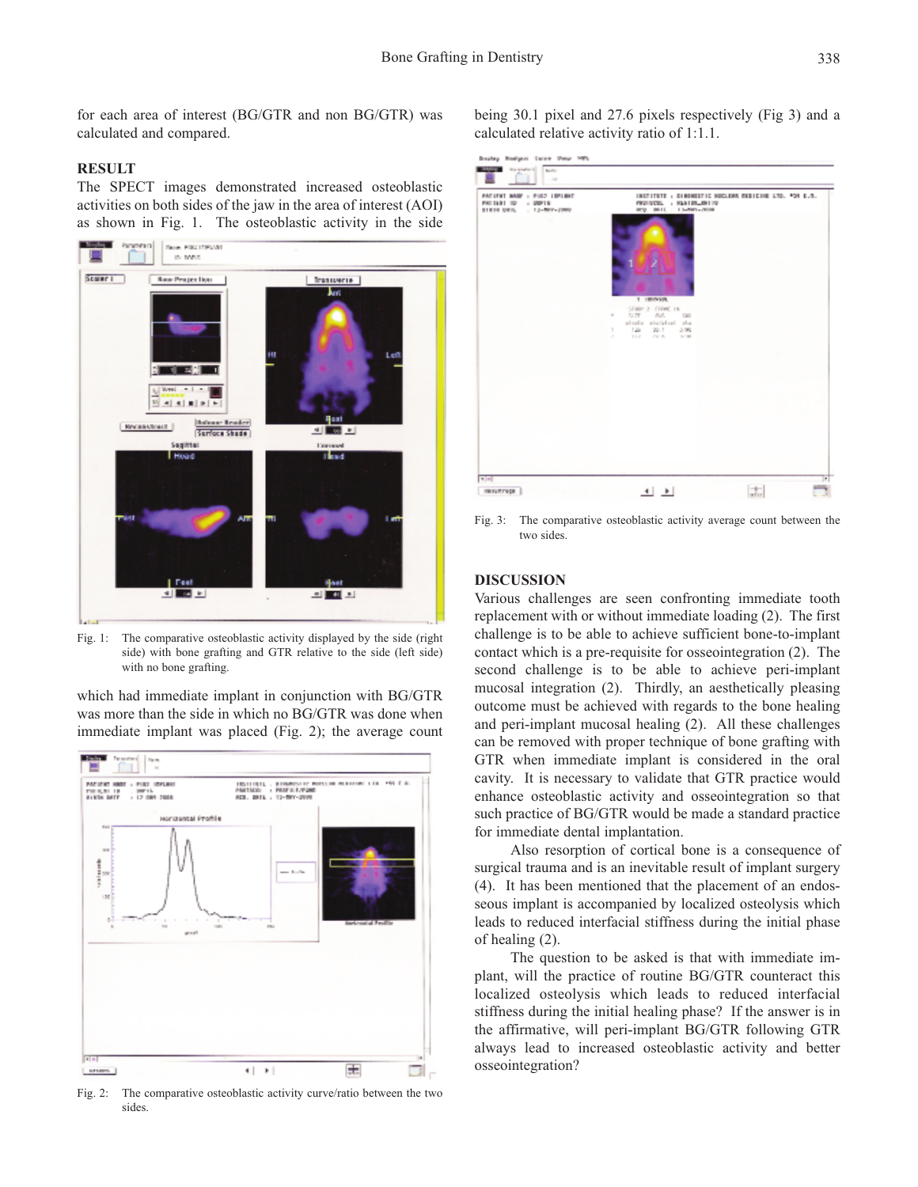for each area of interest (BG/GTR and non BG/GTR) was calculated and compared.

## RESULT

The SPECT images demonstrated increased osteoblastic activities on both sides of the jaw in the area of interest (AOI) as shown in Fig. 1. The osteoblastic activity in the side which had immediate implant in conjunction with BG/GTR was more than the side in which no BG/GTR was done when immediate implant was placed (Fig. 2); the average count being 30.1 pixel and 27.6 pixels respectively (Fig 3) and a calculated relative activity ratio of 1:1.1.

Fig. 1: The comparative osteoblastic activity displayed by the side (right side) with bone grafting and GTR relative to the side (left side) with no bone grafting.

Fig. 2: The comparative osteoblastic activity curve/ratio between the two sides.

Fig. 3: The comparative osteoblastic activity average count between the two sides.

## DISCUSSION

Various challenges are seen confronting immediate tooth replacement with or without immediate loading (2). The first challenge is to be able to achieve sufficient bone-to-implant contact which is a pre-requisite for osseointegration (2). The second challenge is to be able to achieve peri-implant mucosal integration (2). Thirdly, an aesthetically pleasing outcome must be achieved with regards to the bone healing and peri-implant mucosal healing (2). All these challenges can be removed with proper technique of bone grafting with GTR when immediate implant is considered in the oral cavity. It is necessary to validate that GTR practice would enhance osteoblastic activity and osseointegration so that such practice of BG/GTR would be made a standard practice for immediate dental implantation.

Also resorption of cortical bone is a consequence of surgical trauma and is an inevitable result of implant surgery (4). It has been mentioned that the placement of an endosseous implant is accompanied by localized osteolysis which leads to reduced interfacial stiffness during the initial phase of healing (2).

The question to be asked is that with immediate implant, will the practice of routine BG/GTR counteract this localized osteolysis which leads to reduced interfacial stiffness during the initial healing phase? If the answer is in the affirmative, will peri-implant BG/GTR following GTR always lead to increased osteoblastic activity and better osseointegration?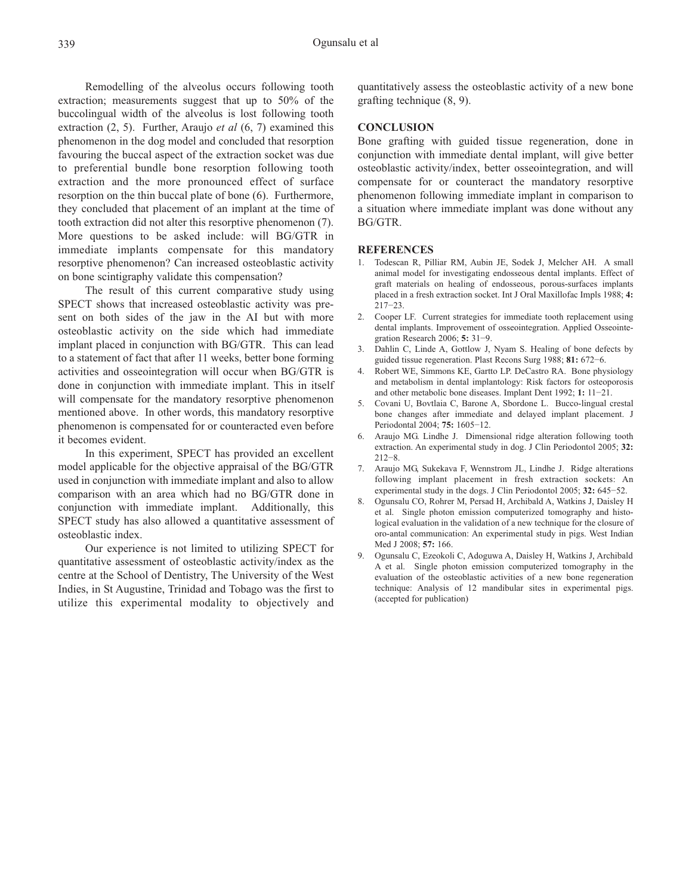Remodelling of the alveolus occurs following tooth extraction; measurements suggest that up to 50% of the buccolingual width of the alveolus is lost following tooth extraction (2, 5). Further, Araujo *et al* (6, 7) examined this phenomenon in the dog model and concluded that resorption favouring the buccal aspect of the extraction socket was due to preferential bundle bone resorption following tooth extraction and the more pronounced effect of surface resorption on the thin buccal plate of bone (6). Furthermore, they concluded that placement of an implant at the time of tooth extraction did not alter this resorptive phenomenon (7). More questions to be asked include: will BG/GTR in immediate implants compensate for this mandatory resorptive phenomenon? Can increased osteoblastic activity on bone scintigraphy validate this compensation?

The result of this current comparative study using SPECT shows that increased osteoblastic activity was present on both sides of the jaw in the AI but with more osteoblastic activity on the side which had immediate implant placed in conjunction with BG/GTR. This can lead to a statement of fact that after 11 weeks, better bone forming activities and osseointegration will occur when BG/GTR is done in conjunction with immediate implant. This in itself will compensate for the mandatory resorptive phenomenon mentioned above. In other words, this mandatory resorptive phenomenon is compensated for or counteracted even before it becomes evident.

In this experiment, SPECT has provided an excellent model applicable for the objective appraisal of the BG/GTR used in conjunction with immediate implant and also to allow comparison with an area which had no BG/GTR done in conjunction with immediate implant. Additionally, this SPECT study has also allowed a quantitative assessment of osteoblastic index.

Our experience is not limited to utilizing SPECT for quantitative assessment of osteoblastic activity/index as the centre at the School of Dentistry, The University of the West Indies, in St Augustine, Trinidad and Tobago was the first to utilize this experimental modality to objectively and quantitatively assess the osteoblastic activity of a new bone grafting technique (8, 9).

## CONCLUSION

Bone grafting with guided tissue regeneration, done in conjunction with immediate dental implant, will give better osteoblastic activity/index, better osseointegration, and will compensate for or counteract the mandatory resorptive phenomenon following immediate implant in comparison to a situation where immediate implant was done without any BG/GTR.

## REFERENCES

1. Todescan R, Pilliar RM, Aubin JE, Sodek J, Melcher AH. A small animal model for investigating endosseous dental implants. Effect of graft materials on healing of endosseous, porous-surfaces implants placed in a fresh extraction socket. Int J Oral Maxillofac Impls 1988; **4:** 217−23.
2. Cooper LF. Current strategies for immediate tooth replacement using dental implants. Improvement of osseointegration. Applied Osseointegration Research 2006; **5:** 31−9.
3. Dahlin C, Linde A, Gottlow J, Nyam S. Healing of bone defects by guided tissue regeneration. Plast Recons Surg 1988; **81:** 672−6.
4. Robert WE, Simmons KE, Gartto LP. DeCastro RA. Bone physiology and metabolism in dental implantology: Risk factors for osteoporosis and other metabolic bone diseases. Implant Dent 1992; **1:** 11−21.
5. Covani U, Bovtlaia C, Barone A, Sbordone L. Bucco-lingual crestal bone changes after immediate and delayed implant placement. J Periodontal 2004; **75:** 1605−12.
6. Araujo MG. Lindhe J. Dimensional ridge alteration following tooth extraction. An experimental study in dog. J Clin Periodontol 2005; **32:** 212−8.
7. Araujo MG, Sukekava F, Wennstrom JL, Lindhe J. Ridge alterations following implant placement in fresh extraction sockets: An experimental study in the dogs. J Clin Periodontol 2005; **32:** 645−52.
8. Ogunsalu CO, Rohrer M, Persad H, Archibald A, Watkins J, Daisley H et al. Single photon emission computerized tomography and histological evaluation in the validation of a new technique for the closure of oro-antal communication: An experimental study in pigs. West Indian Med J 2008; **57:** 166.
9. Ogunsalu C, Ezeokoli C, Adoguwa A, Daisley H, Watkins J, Archibald A et al. Single photon emission computerized tomography in the evaluation of the osteoblastic activities of a new bone regeneration technique: Analysis of 12 mandibular sites in experimental pigs. (accepted for publication)